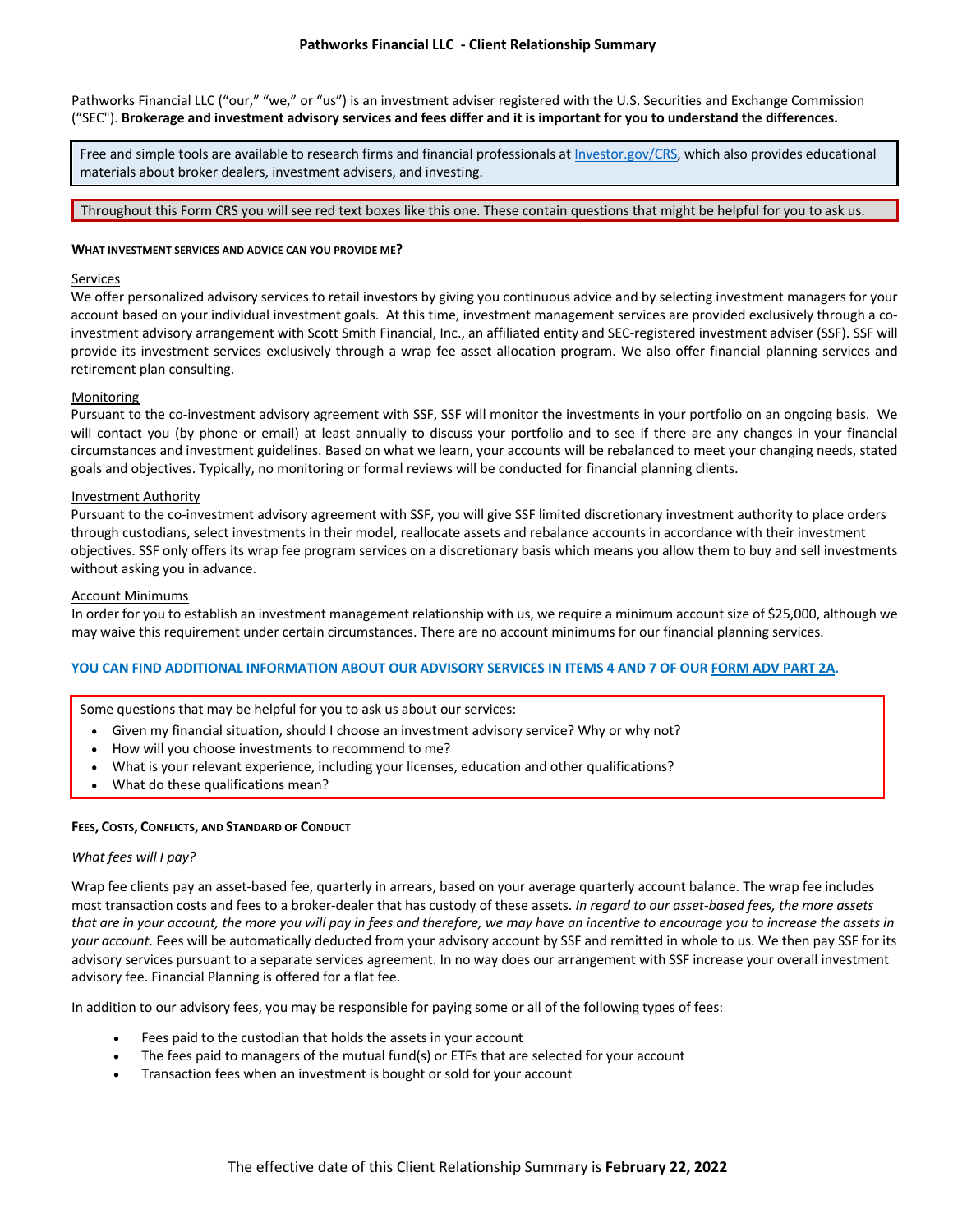# Pathworks Financial LLC - Client Relationship Summary

Pathworks Financial LLC ("our," "we," or "us") is an investment adviser registered with the U.S. Securities and Exchange Commission ("SEC"). **Brokerage and investment advisory services and fees differ and it is important for you to understand the differences.**

Free and simple tools are available to research firms and financial professionals at [Investor.gov/CRS](Investor.gov/CRS), which also provides educational materials about broker dealers, investment advisers, and investing.

Throughout this Form CRS you will see red text boxes like this one. These contain questions that might be helpful for you to ask us.

## WHAT INVESTMENT SERVICES AND ADVICE CAN YOU PROVIDE ME?

Services

We offer personalized advisory services to retail investors by giving you continuous advice and by selecting investment managers for your account based on your individual investment goals. At this time, investment management services are provided exclusively through a co-investment advisory arrangement with Scott Smith Financial, Inc., an affiliated entity and SEC-registered investment adviser (SSF). SSF will provide its investment services exclusively through a wrap fee asset allocation program. We also offer financial planning services and retirement plan consulting.

Monitoring

Pursuant to the co-investment advisory agreement with SSF, SSF will monitor the investments in your portfolio on an ongoing basis. We will contact you (by phone or email) at least annually to discuss your portfolio and to see if there are any changes in your financial circumstances and investment guidelines. Based on what we learn, your accounts will be rebalanced to meet your changing needs, stated goals and objectives. Typically, no monitoring or formal reviews will be conducted for financial planning clients.

Investment Authority

Pursuant to the co-investment advisory agreement with SSF, you will give SSF limited discretionary investment authority to place orders through custodians, select investments in their model, reallocate assets and rebalance accounts in accordance with their investment objectives. SSF only offers its wrap fee program services on a discretionary basis which means you allow them to buy and sell investments without asking you in advance.

Account Minimums

In order for you to establish an investment management relationship with us, we require a minimum account size of $25,000, although we may waive this requirement under certain circumstances. There are no account minimums for our financial planning services.

**YOU CAN FIND ADDITIONAL INFORMATION ABOUT OUR ADVISORY SERVICES IN ITEMS 4 AND 7 OF OUR FORM ADV PART 2A.**

Some questions that may be helpful for you to ask us about our services:

- Given my financial situation, should I choose an investment advisory service? Why or why not?
- How will you choose investments to recommend to me?
- What is your relevant experience, including your licenses, education and other qualifications?
- What do these qualifications mean?

## FEES, COSTS, CONFLICTS, AND STANDARD OF CONDUCT

*What fees will I pay?*

Wrap fee clients pay an asset-based fee, quarterly in arrears, based on your average quarterly account balance. The wrap fee includes most transaction costs and fees to a broker-dealer that has custody of these assets. *In regard to our asset-based fees, the more assets that are in your account, the more you will pay in fees and therefore, we may have an incentive to encourage you to increase the assets in your account.* Fees will be automatically deducted from your advisory account by SSF and remitted in whole to us. We then pay SSF for its advisory services pursuant to a separate services agreement. In no way does our arrangement with SSF increase your overall investment advisory fee. Financial Planning is offered for a flat fee.

In addition to our advisory fees, you may be responsible for paying some or all of the following types of fees:

- Fees paid to the custodian that holds the assets in your account
- The fees paid to managers of the mutual fund(s) or ETFs that are selected for your account
- Transaction fees when an investment is bought or sold for your account

The effective date of this Client Relationship Summary is **February 22, 2022**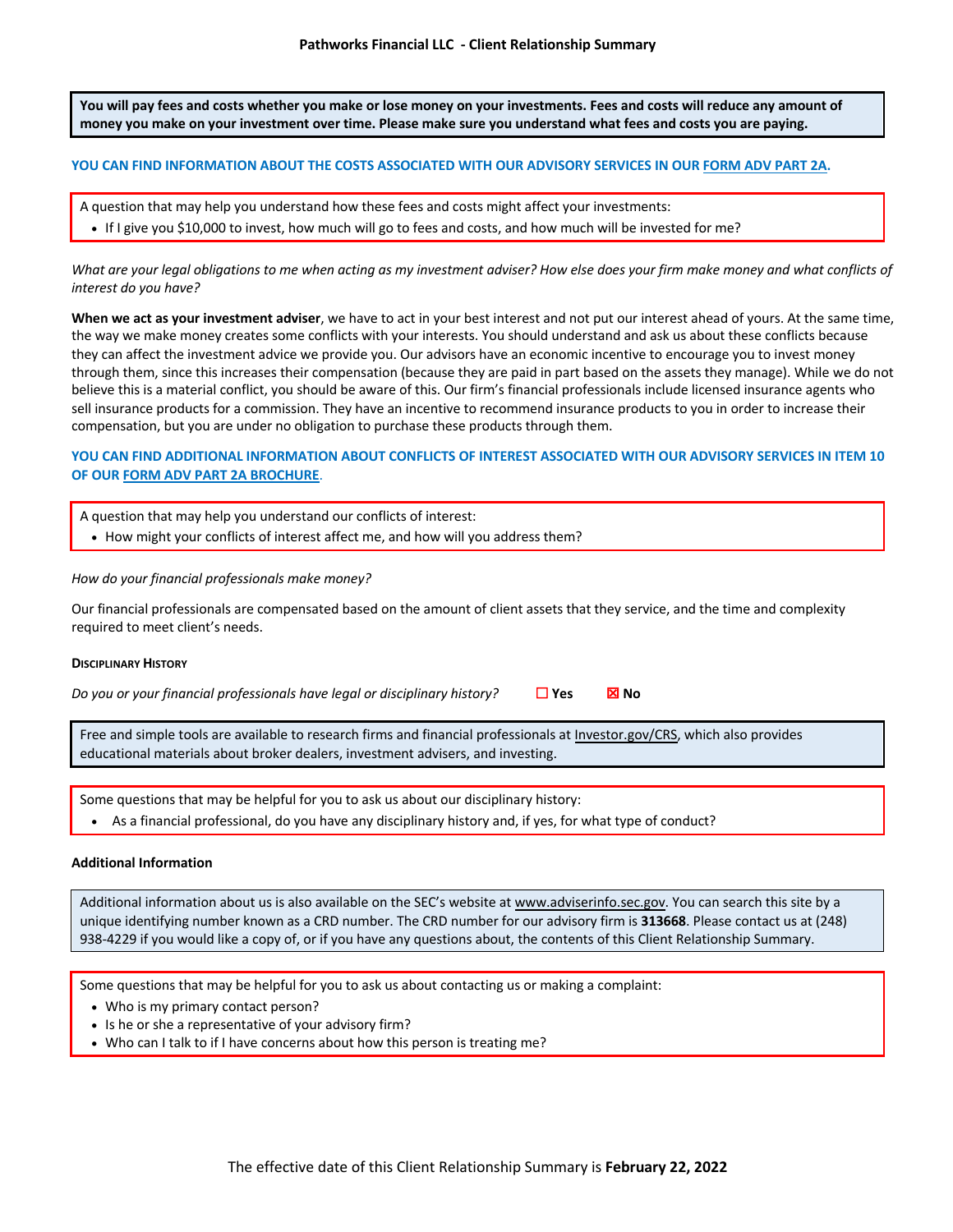**You will pay fees and costs whether you make or lose money on your investments. Fees and costs will reduce any amount of money you make on your investment over time. Please make sure you understand what fees and costs you are paying.**

**YOU CAN FIND INFORMATION ABOUT THE COSTS ASSOCIATED WITH OUR ADVISORY SERVICES IN OUR FORM ADV PART 2A.**

A question that may help you understand how these fees and costs might affect your investments:

- If I give you $10,000 to invest, how much will go to fees and costs, and how much will be invested for me?

*What are your legal obligations to me when acting as my investment adviser? How else does your firm make money and what conflicts of interest do you have?*

**When we act as your investment adviser**, we have to act in your best interest and not put our interest ahead of yours. At the same time, the way we make money creates some conflicts with your interests. You should understand and ask us about these conflicts because they can affect the investment advice we provide you. Our advisors have an economic incentive to encourage you to invest money through them, since this increases their compensation (because they are paid in part based on the assets they manage). While we do not believe this is a material conflict, you should be aware of this. Our firm's financial professionals include licensed insurance agents who sell insurance products for a commission. They have an incentive to recommend insurance products to you in order to increase their compensation, but you are under no obligation to purchase these products through them.

**YOU CAN FIND ADDITIONAL INFORMATION ABOUT CONFLICTS OF INTEREST ASSOCIATED WITH OUR ADVISORY SERVICES IN ITEM 10 OF OUR FORM ADV PART 2A BROCHURE.**

A question that may help you understand our conflicts of interest:

- How might your conflicts of interest affect me, and how will you address them?

*How do your financial professionals make money?*

Our financial professionals are compensated based on the amount of client assets that they service, and the time and complexity required to meet client's needs.

**DISCIPLINARY HISTORY**

*Do you or your financial professionals have legal or disciplinary history?* ☐ **Yes** ☒ **No**

Free and simple tools are available to research firms and financial professionals at Investor.gov/CRS, which also provides educational materials about broker dealers, investment advisers, and investing.

Some questions that may be helpful for you to ask us about our disciplinary history:

- As a financial professional, do you have any disciplinary history and, if yes, for what type of conduct?

**Additional Information**

Additional information about us is also available on the SEC's website at www.adviserinfo.sec.gov. You can search this site by a unique identifying number known as a CRD number. The CRD number for our advisory firm is **313668**. Please contact us at (248) 938-4229 if you would like a copy of, or if you have any questions about, the contents of this Client Relationship Summary.

Some questions that may be helpful for you to ask us about contacting us or making a complaint:

- Who is my primary contact person?
- Is he or she a representative of your advisory firm?
- Who can I talk to if I have concerns about how this person is treating me?

The effective date of this Client Relationship Summary is **February 22, 2022**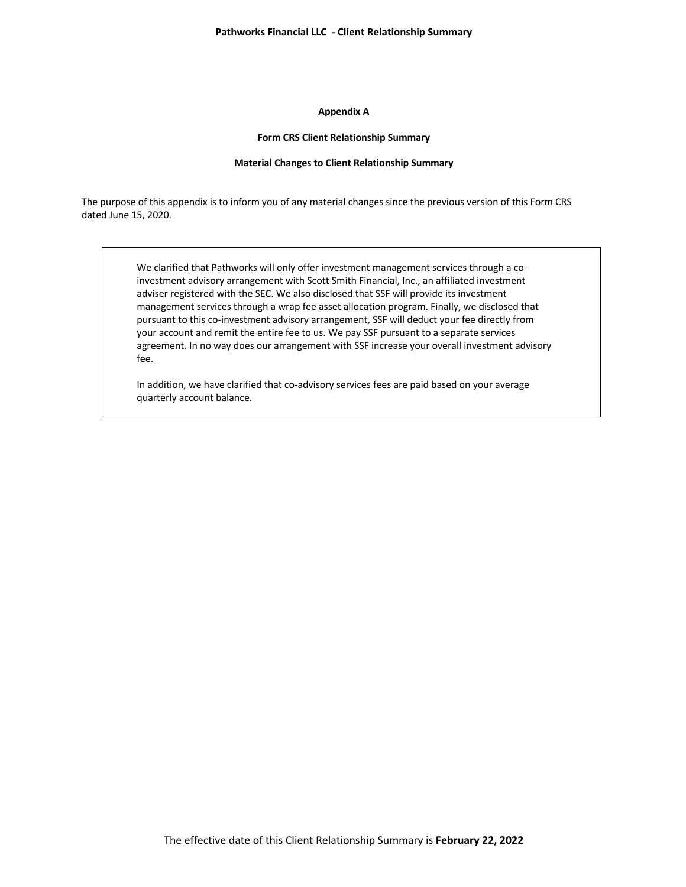**Appendix A**

**Form CRS Client Relationship Summary**

**Material Changes to Client Relationship Summary**

The purpose of this appendix is to inform you of any material changes since the previous version of this Form CRS dated June 15, 2020.

We clarified that Pathworks will only offer investment management services through a co-investment advisory arrangement with Scott Smith Financial, Inc., an affiliated investment adviser registered with the SEC. We also disclosed that SSF will provide its investment management services through a wrap fee asset allocation program. Finally, we disclosed that pursuant to this co-investment advisory arrangement, SSF will deduct your fee directly from your account and remit the entire fee to us. We pay SSF pursuant to a separate services agreement. In no way does our arrangement with SSF increase your overall investment advisory fee.

In addition, we have clarified that co-advisory services fees are paid based on your average quarterly account balance.

The effective date of this Client Relationship Summary is **February 22, 2022**